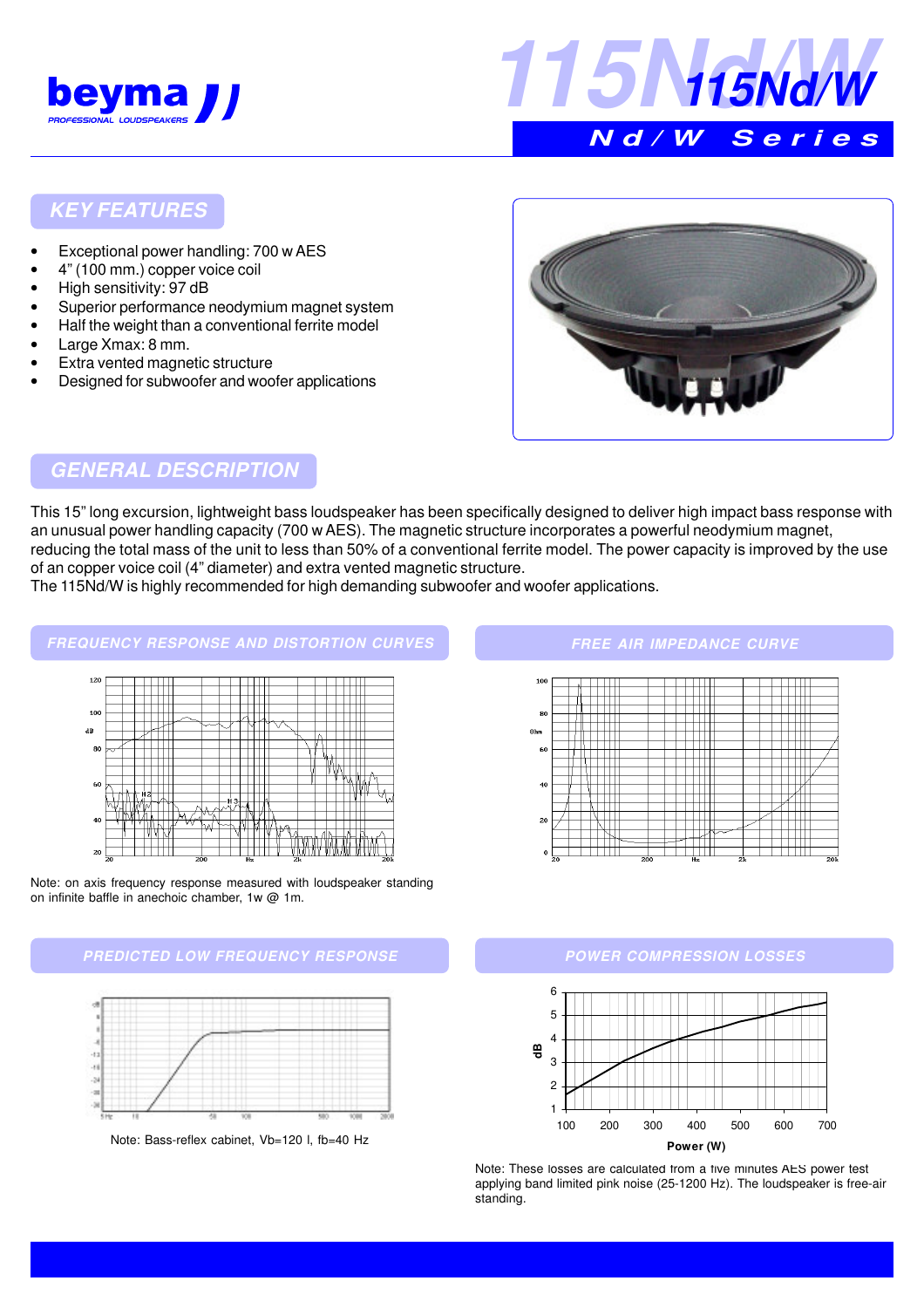# 115Nd/W

## Nd/W Series

## KEY FEATURES

- Exceptional power handling: 700 w AES
- 4" (100 mm.) copper voice coil
- High sensitivity: 97 dB
- Superior performance neodymium magnet system
- Half the weight than a conventional ferrite model
- Large Xmax: 8 mm.
- Extra vented magnetic structure
- Designed for subwoofer and woofer applications

## GENERAL DESCRIPTION

This 15" long excursion, lightweight bass loudspeaker has been specifically designed to deliver high impact bass response with an unusual power handling capacity (700 w AES). The magnetic structure incorporates a powerful neodymium magnet, reducing the total mass of the unit to less than 50% of a conventional ferrite model. The power capacity is improved by the use of an copper voice coil (4" diameter) and extra vented magnetic structure.
The 115Nd/W is highly recommended for high demanding subwoofer and woofer applications.

## FREQUENCY RESPONSE AND DISTORTION CURVES

Note: on axis frequency response measured with loudspeaker standing on infinite baffle in anechoic chamber, 1w @ 1m.

## FREE AIR IMPEDANCE CURVE

## PREDICTED LOW FREQUENCY RESPONSE

Note: Bass-reflex cabinet, Vb=120 l, fb=40 Hz

## POWER COMPRESSION LOSSES

Note: These losses are calculated from a five minutes AES power test applying band limited pink noise (25-1200 Hz). The loudspeaker is free-air standing.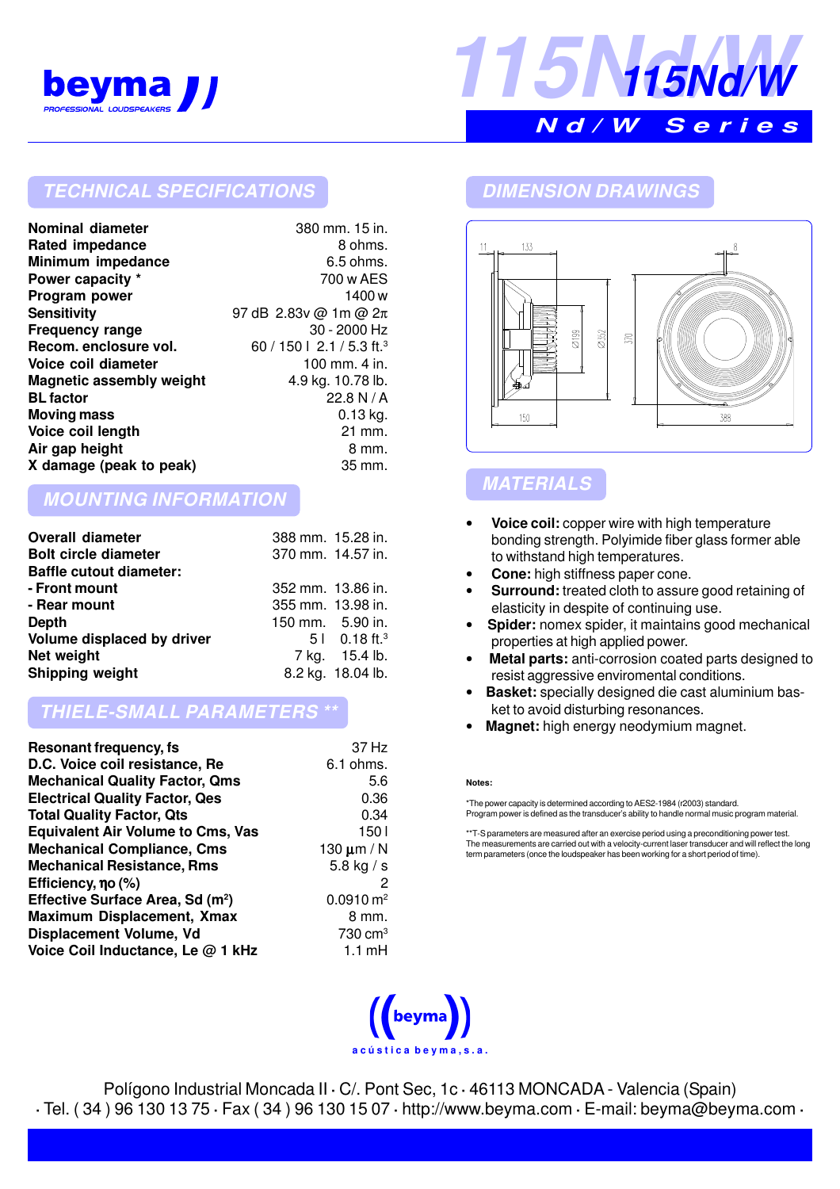# 115Nd/W

**Nd/W Series**

## TECHNICAL SPECIFICATIONS

| | |
|---|---|
| **Nominal diameter** | 380 mm. 15 in. |
| **Rated impedance** | 8 ohms. |
| **Minimum impedance** | 6.5 ohms. |
| **Power capacity *** | 700 w AES |
| **Program power** | 1400 w |
| **Sensitivity** | 97 dB 2.83v @ 1m @ 2π |
| **Frequency range** | 30 - 2000 Hz |
| **Recom. enclosure vol.** | 60 / 150 l 2.1 / 5.3 ft.$^3$ |
| **Voice coil diameter** | 100 mm. 4 in. |
| **Magnetic assembly weight** | 4.9 kg. 10.78 lb. |
| **BL factor** | 22.8 N / A |
| **Moving mass** | 0.13 kg. |
| **Voice coil length** | 21 mm. |
| **Air gap height** | 8 mm. |
| **X damage (peak to peak)** | 35 mm. |

## MOUNTING INFORMATION

| | |
|---|---|
| **Overall diameter** | 388 mm. 15.28 in. |
| **Bolt circle diameter** | 370 mm. 14.57 in. |
| **Baffle cutout diameter:** | |
| **- Front mount** | 352 mm. 13.86 in. |
| **- Rear mount** | 355 mm. 13.98 in. |
| **Depth** | 150 mm. 5.90 in. |
| **Volume displaced by driver** | 5 l 0.18 ft.$^3$ |
| **Net weight** | 7 kg. 15.4 lb. |
| **Shipping weight** | 8.2 kg. 18.04 lb. |

## THIELE-SMALL PARAMETERS **

| | |
|---|---|
| **Resonant frequency, fs** | 37 Hz |
| **D.C. Voice coil resistance, Re** | 6.1 ohms. |
| **Mechanical Quality Factor, Qms** | 5.6 |
| **Electrical Quality Factor, Qes** | 0.36 |
| **Total Quality Factor, Qts** | 0.34 |
| **Equivalent Air Volume to Cms, Vas** | 150 l |
| **Mechanical Compliance, Cms** | 130 µm / N |
| **Mechanical Resistance, Rms** | 5.8 kg / s |
| **Efficiency, ηo (%)** | 2 |
| **Effective Surface Area, Sd (m$^2$)** | 0.0910 m$^2$ |
| **Maximum Displacement, Xmax** | 8 mm. |
| **Displacement Volume, Vd** | 730 cm$^3$ |
| **Voice Coil Inductance, Le @ 1 kHz** | 1.1 mH |

## DIMENSION DRAWINGS

11
133
8
Ø199
Ø352
370
150
388

## MATERIALS

- **Voice coil:** copper wire with high temperature bonding strength. Polyimide fiber glass former able to withstand high temperatures.
- **Cone:** high stiffness paper cone.
- **Surround:** treated cloth to assure good retaining of elasticity in despite of continuing use.
- **Spider:** nomex spider, it maintains good mechanical properties at high applied power.
- **Metal parts:** anti-corrosion coated parts designed to resist aggressive enviromental conditions.
- **Basket:** specially designed die cast aluminium basket to avoid disturbing resonances.
- **Magnet:** high energy neodymium magnet.

**Notes:**

*The power capacity is determined according to AES2-1984 (r2003) standard.
Program power is defined as the transducer's ability to handle normal music program material.

**T-S parameters are measured after an exercise period using a preconditioning power test. The measurements are carried out with a velocity-current laser transducer and will reflect the long term parameters (once the loudspeaker has been working for a short period of time).

acústica beyma,s.a.

Polígono Industrial Moncada II · C/. Pont Sec, 1c · 46113 MONCADA - Valencia (Spain)
· Tel. ( 34 ) 96 130 13 75 · Fax ( 34 ) 96 130 15 07 · http://www.beyma.com · E-mail: beyma@beyma.com ·